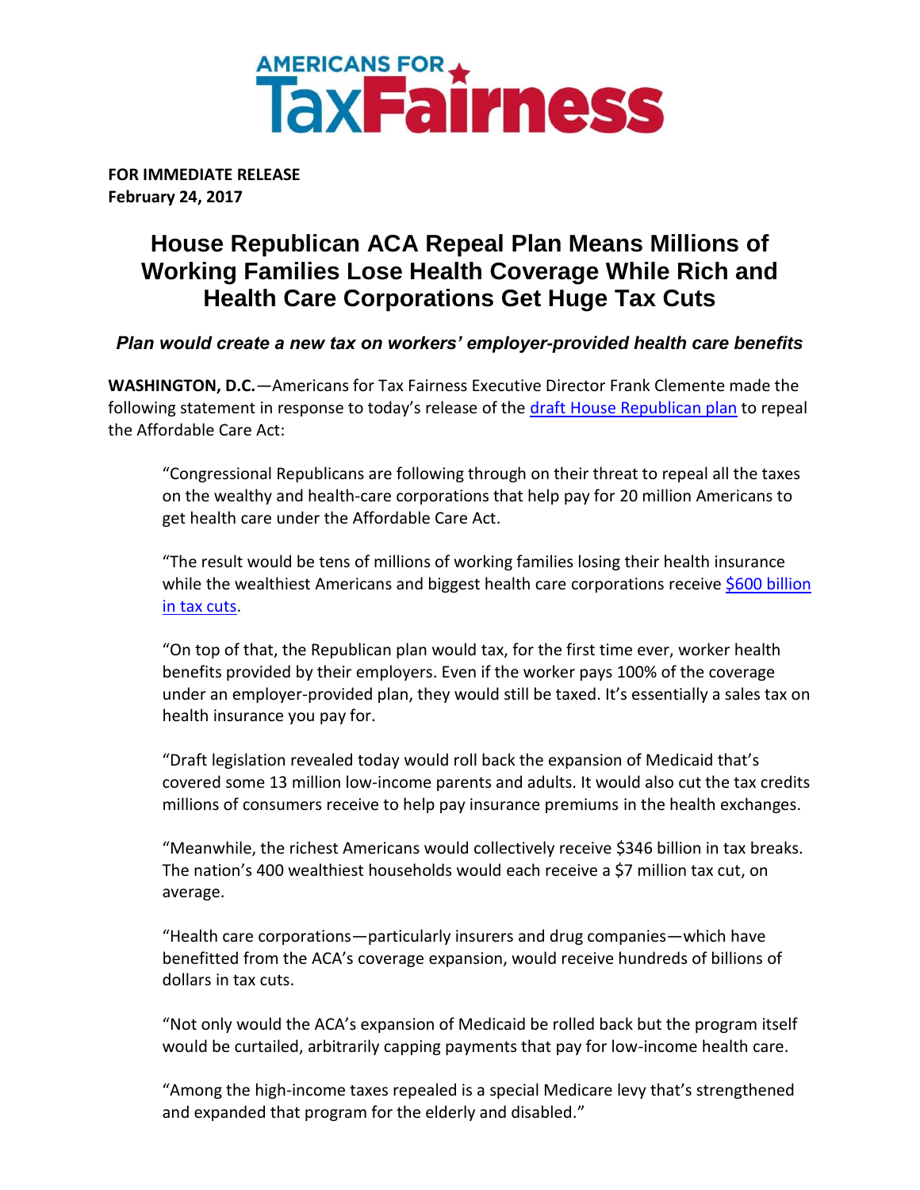**AMERICANS FOR TaxFairness**

**FOR IMMEDIATE RELEASE**
**February 24, 2017**

# House Republican ACA Repeal Plan Means Millions of Working Families Lose Health Coverage While Rich and Health Care Corporations Get Huge Tax Cuts

***Plan would create a new tax on workers' employer-provided health care benefits***

**WASHINGTON, D.C.**—Americans for Tax Fairness Executive Director Frank Clemente made the following statement in response to today's release of the draft House Republican plan to repeal the Affordable Care Act:

> "Congressional Republicans are following through on their threat to repeal all the taxes on the wealthy and health-care corporations that help pay for 20 million Americans to get health care under the Affordable Care Act.
>
> "The result would be tens of millions of working families losing their health insurance while the wealthiest Americans and biggest health care corporations receive $600 billion in tax cuts.
>
> "On top of that, the Republican plan would tax, for the first time ever, worker health benefits provided by their employers. Even if the worker pays 100% of the coverage under an employer-provided plan, they would still be taxed. It's essentially a sales tax on health insurance you pay for.
>
> "Draft legislation revealed today would roll back the expansion of Medicaid that's covered some 13 million low-income parents and adults. It would also cut the tax credits millions of consumers receive to help pay insurance premiums in the health exchanges.
>
> "Meanwhile, the richest Americans would collectively receive $346 billion in tax breaks. The nation's 400 wealthiest households would each receive a $7 million tax cut, on average.
>
> "Health care corporations—particularly insurers and drug companies—which have benefitted from the ACA's coverage expansion, would receive hundreds of billions of dollars in tax cuts.
>
> "Not only would the ACA's expansion of Medicaid be rolled back but the program itself would be curtailed, arbitrarily capping payments that pay for low-income health care.
>
> "Among the high-income taxes repealed is a special Medicare levy that's strengthened and expanded that program for the elderly and disabled."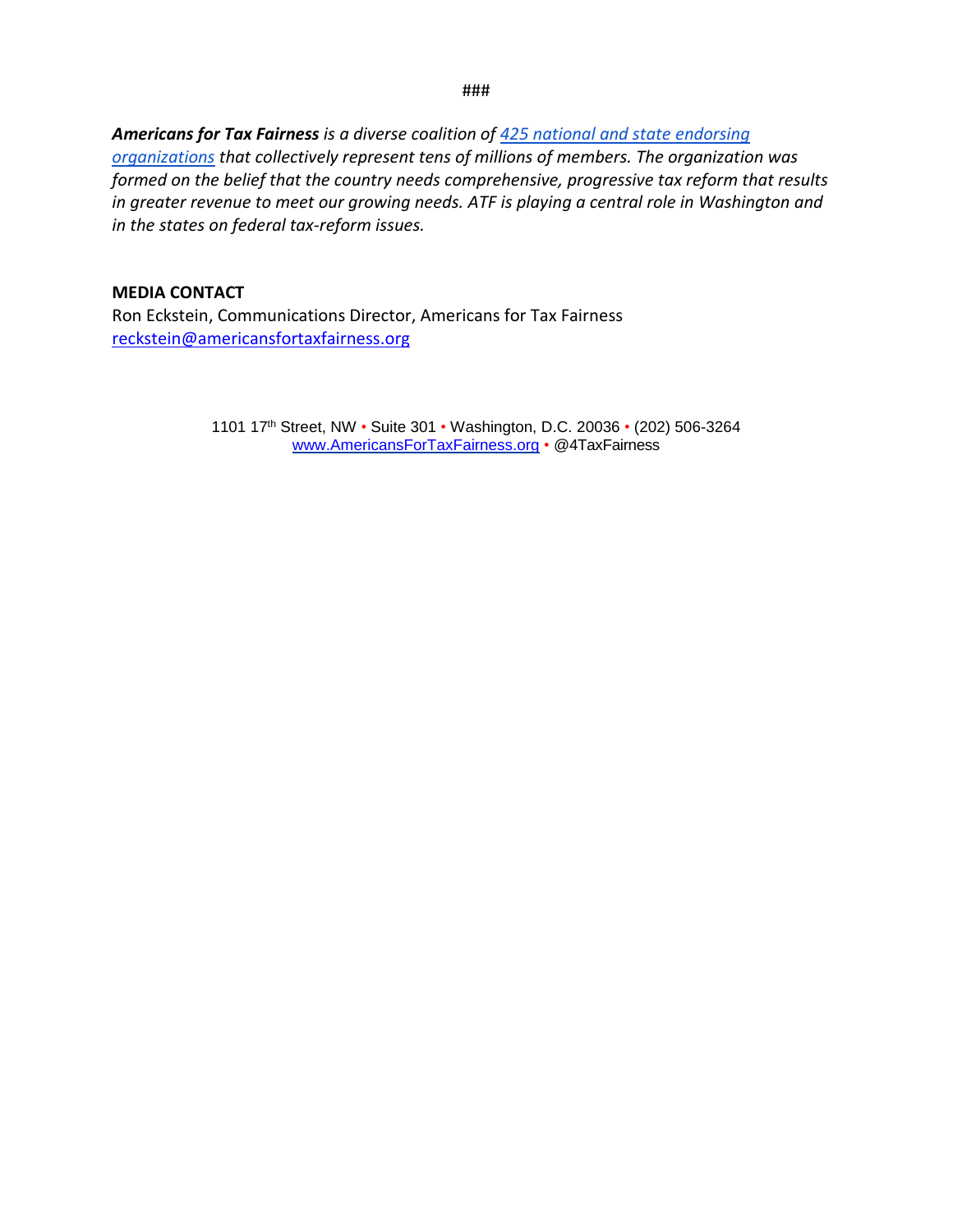###

***Americans for Tax Fairness** is a diverse coalition of [425 national and state endorsing organizations](#) that collectively represent tens of millions of members. The organization was formed on the belief that the country needs comprehensive, progressive tax reform that results in greater revenue to meet our growing needs. ATF is playing a central role in Washington and in the states on federal tax-reform issues.*

**MEDIA CONTACT**
Ron Eckstein, Communications Director, Americans for Tax Fairness
reckstein@americansfortaxfairness.org

1101 17th Street, NW • Suite 301 • Washington, D.C. 20036 • (202) 506-3264
www.AmericansForTaxFairness.org • @4TaxFairness